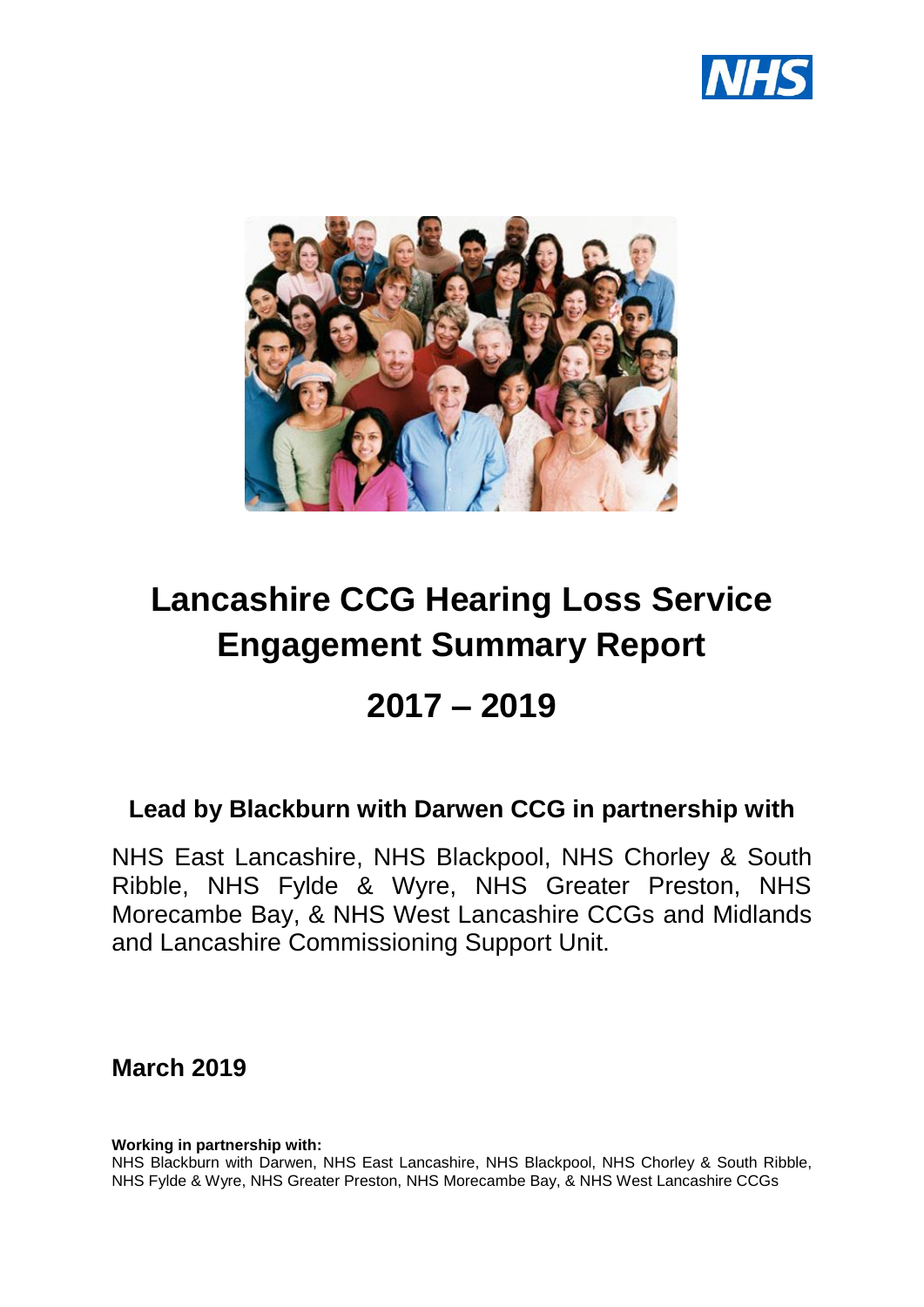# Lancashire CCG Hearing Loss Service Engagement Summary Report

# 2017 – 2019

**Lead by Blackburn with Darwen CCG in partnership with**

NHS East Lancashire, NHS Blackpool, NHS Chorley & South Ribble, NHS Fylde & Wyre, NHS Greater Preston, NHS Morecambe Bay, & NHS West Lancashire CCGs and Midlands and Lancashire Commissioning Support Unit.

**March 2019**

**Working in partnership with:**
NHS Blackburn with Darwen, NHS East Lancashire, NHS Blackpool, NHS Chorley & South Ribble, NHS Fylde & Wyre, NHS Greater Preston, NHS Morecambe Bay, & NHS West Lancashire CCGs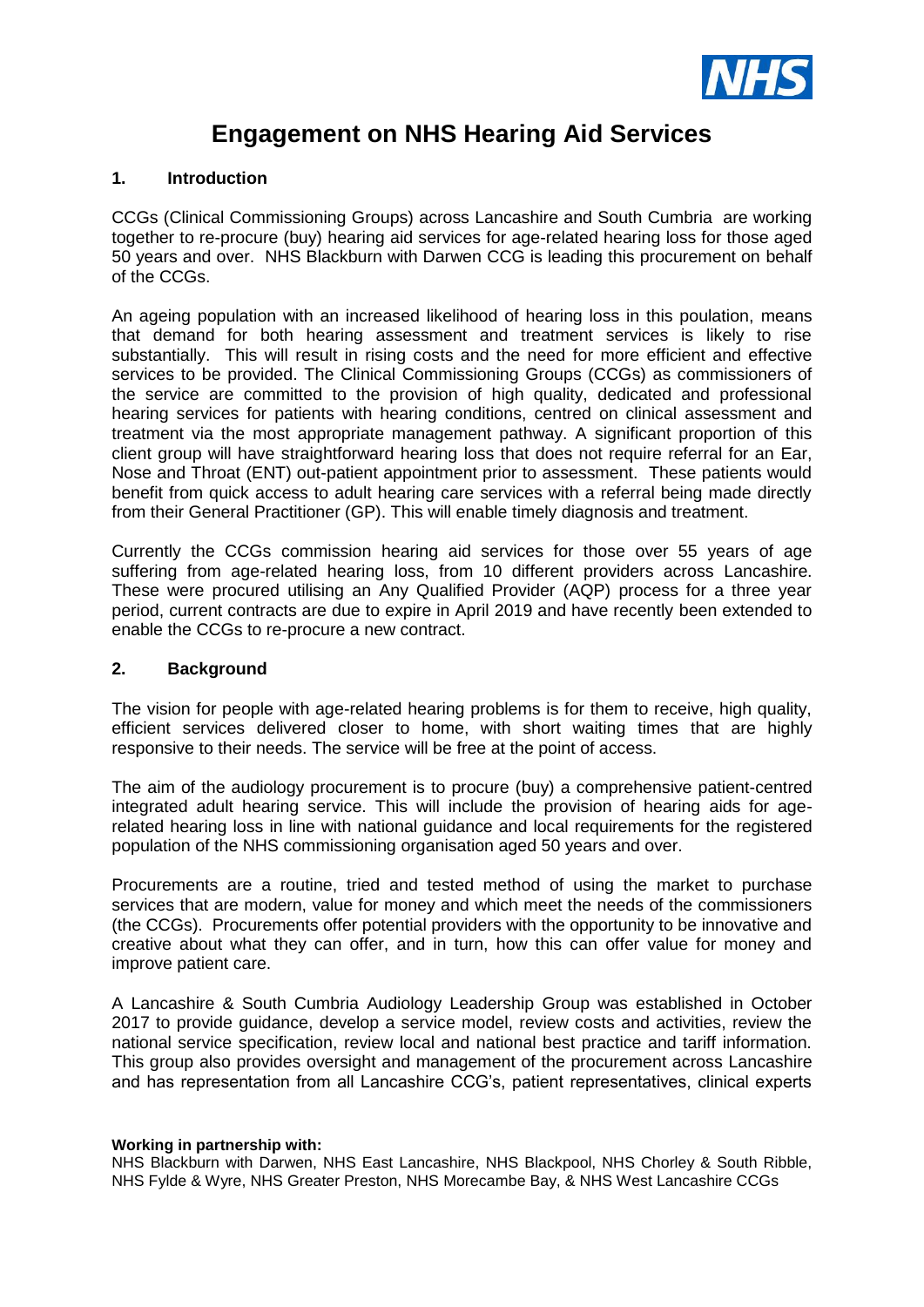# Engagement on NHS Hearing Aid Services

## 1. Introduction

CCGs (Clinical Commissioning Groups) across Lancashire and South Cumbria are working together to re-procure (buy) hearing aid services for age-related hearing loss for those aged 50 years and over. NHS Blackburn with Darwen CCG is leading this procurement on behalf of the CCGs.

An ageing population with an increased likelihood of hearing loss in this poulation, means that demand for both hearing assessment and treatment services is likely to rise substantially. This will result in rising costs and the need for more efficient and effective services to be provided. The Clinical Commissioning Groups (CCGs) as commissioners of the service are committed to the provision of high quality, dedicated and professional hearing services for patients with hearing conditions, centred on clinical assessment and treatment via the most appropriate management pathway. A significant proportion of this client group will have straightforward hearing loss that does not require referral for an Ear, Nose and Throat (ENT) out-patient appointment prior to assessment. These patients would benefit from quick access to adult hearing care services with a referral being made directly from their General Practitioner (GP). This will enable timely diagnosis and treatment.

Currently the CCGs commission hearing aid services for those over 55 years of age suffering from age-related hearing loss, from 10 different providers across Lancashire. These were procured utilising an Any Qualified Provider (AQP) process for a three year period, current contracts are due to expire in April 2019 and have recently been extended to enable the CCGs to re-procure a new contract.

## 2. Background

The vision for people with age-related hearing problems is for them to receive, high quality, efficient services delivered closer to home, with short waiting times that are highly responsive to their needs. The service will be free at the point of access.

The aim of the audiology procurement is to procure (buy) a comprehensive patient-centred integrated adult hearing service. This will include the provision of hearing aids for age-related hearing loss in line with national guidance and local requirements for the registered population of the NHS commissioning organisation aged 50 years and over.

Procurements are a routine, tried and tested method of using the market to purchase services that are modern, value for money and which meet the needs of the commissioners (the CCGs). Procurements offer potential providers with the opportunity to be innovative and creative about what they can offer, and in turn, how this can offer value for money and improve patient care.

A Lancashire & South Cumbria Audiology Leadership Group was established in October 2017 to provide guidance, develop a service model, review costs and activities, review the national service specification, review local and national best practice and tariff information. This group also provides oversight and management of the procurement across Lancashire and has representation from all Lancashire CCG's, patient representatives, clinical experts

**Working in partnership with:**

NHS Blackburn with Darwen, NHS East Lancashire, NHS Blackpool, NHS Chorley & South Ribble, NHS Fylde & Wyre, NHS Greater Preston, NHS Morecambe Bay, & NHS West Lancashire CCGs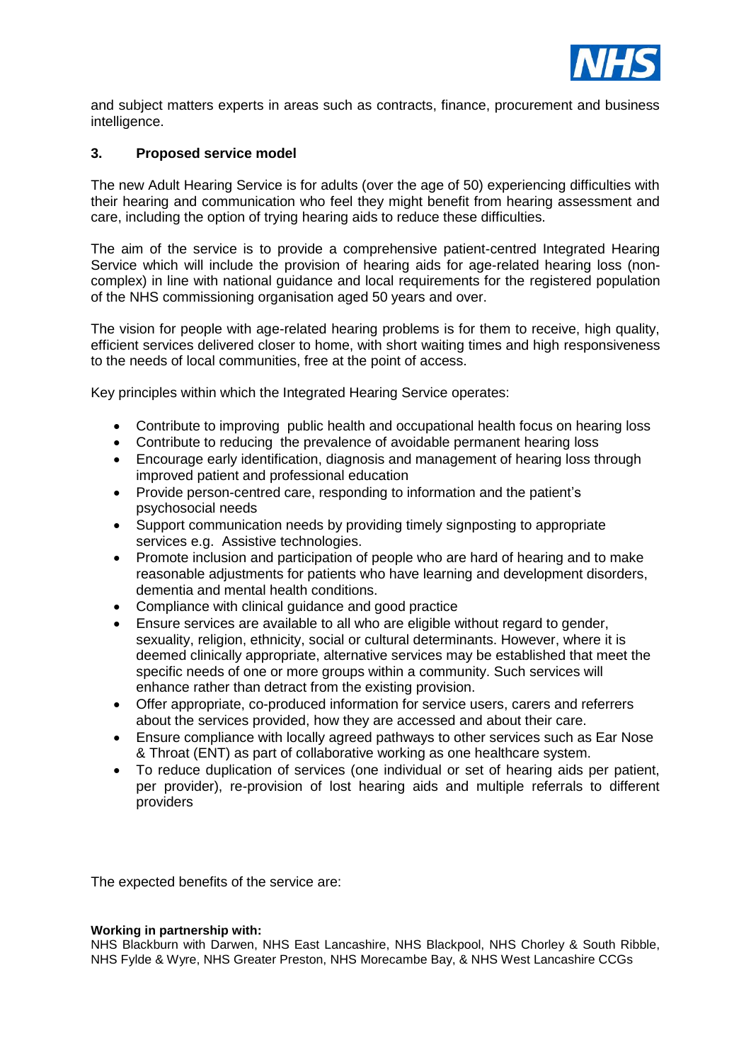and subject matters experts in areas such as contracts, finance, procurement and business intelligence.

## 3. Proposed service model

The new Adult Hearing Service is for adults (over the age of 50) experiencing difficulties with their hearing and communication who feel they might benefit from hearing assessment and care, including the option of trying hearing aids to reduce these difficulties.

The aim of the service is to provide a comprehensive patient-centred Integrated Hearing Service which will include the provision of hearing aids for age-related hearing loss (non-complex) in line with national guidance and local requirements for the registered population of the NHS commissioning organisation aged 50 years and over.

The vision for people with age-related hearing problems is for them to receive, high quality, efficient services delivered closer to home, with short waiting times and high responsiveness to the needs of local communities, free at the point of access.

Key principles within which the Integrated Hearing Service operates:

- Contribute to improving public health and occupational health focus on hearing loss
- Contribute to reducing the prevalence of avoidable permanent hearing loss
- Encourage early identification, diagnosis and management of hearing loss through improved patient and professional education
- Provide person-centred care, responding to information and the patient's psychosocial needs
- Support communication needs by providing timely signposting to appropriate services e.g. Assistive technologies.
- Promote inclusion and participation of people who are hard of hearing and to make reasonable adjustments for patients who have learning and development disorders, dementia and mental health conditions.
- Compliance with clinical guidance and good practice
- Ensure services are available to all who are eligible without regard to gender, sexuality, religion, ethnicity, social or cultural determinants. However, where it is deemed clinically appropriate, alternative services may be established that meet the specific needs of one or more groups within a community. Such services will enhance rather than detract from the existing provision.
- Offer appropriate, co-produced information for service users, carers and referrers about the services provided, how they are accessed and about their care.
- Ensure compliance with locally agreed pathways to other services such as Ear Nose & Throat (ENT) as part of collaborative working as one healthcare system.
- To reduce duplication of services (one individual or set of hearing aids per patient, per provider), re-provision of lost hearing aids and multiple referrals to different providers

The expected benefits of the service are:

**Working in partnership with:**
NHS Blackburn with Darwen, NHS East Lancashire, NHS Blackpool, NHS Chorley & South Ribble, NHS Fylde & Wyre, NHS Greater Preston, NHS Morecambe Bay, & NHS West Lancashire CCGs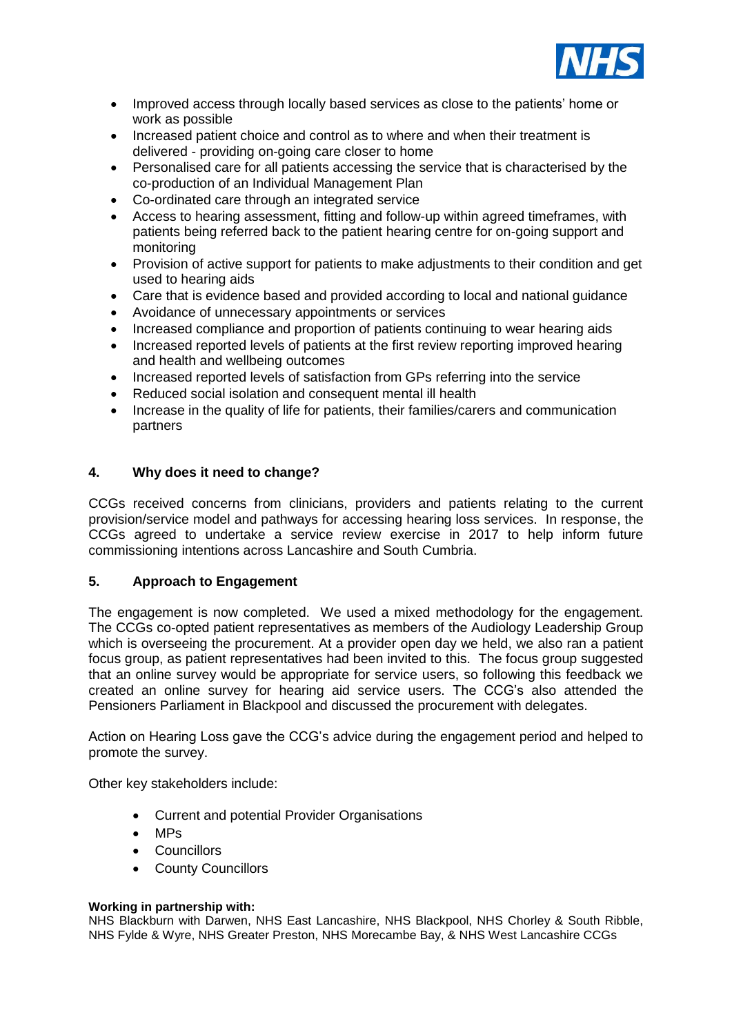- Improved access through locally based services as close to the patients' home or work as possible
- Increased patient choice and control as to where and when their treatment is delivered - providing on-going care closer to home
- Personalised care for all patients accessing the service that is characterised by the co-production of an Individual Management Plan
- Co-ordinated care through an integrated service
- Access to hearing assessment, fitting and follow-up within agreed timeframes, with patients being referred back to the patient hearing centre for on-going support and monitoring
- Provision of active support for patients to make adjustments to their condition and get used to hearing aids
- Care that is evidence based and provided according to local and national guidance
- Avoidance of unnecessary appointments or services
- Increased compliance and proportion of patients continuing to wear hearing aids
- Increased reported levels of patients at the first review reporting improved hearing and health and wellbeing outcomes
- Increased reported levels of satisfaction from GPs referring into the service
- Reduced social isolation and consequent mental ill health
- Increase in the quality of life for patients, their families/carers and communication partners

## 4. Why does it need to change?

CCGs received concerns from clinicians, providers and patients relating to the current provision/service model and pathways for accessing hearing loss services. In response, the CCGs agreed to undertake a service review exercise in 2017 to help inform future commissioning intentions across Lancashire and South Cumbria.

## 5. Approach to Engagement

The engagement is now completed. We used a mixed methodology for the engagement. The CCGs co-opted patient representatives as members of the Audiology Leadership Group which is overseeing the procurement. At a provider open day we held, we also ran a patient focus group, as patient representatives had been invited to this. The focus group suggested that an online survey would be appropriate for service users, so following this feedback we created an online survey for hearing aid service users. The CCG's also attended the Pensioners Parliament in Blackpool and discussed the procurement with delegates.

Action on Hearing Loss gave the CCG's advice during the engagement period and helped to promote the survey.

Other key stakeholders include:

- Current and potential Provider Organisations
- MPs
- Councillors
- County Councillors

**Working in partnership with:**
NHS Blackburn with Darwen, NHS East Lancashire, NHS Blackpool, NHS Chorley & South Ribble, NHS Fylde & Wyre, NHS Greater Preston, NHS Morecambe Bay, & NHS West Lancashire CCGs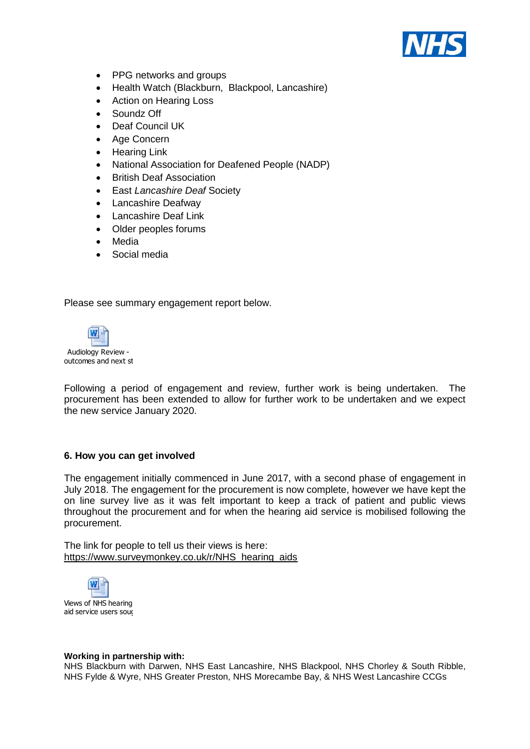- PPG networks and groups
- Health Watch (Blackburn, Blackpool, Lancashire)
- Action on Hearing Loss
- Soundz Off
- Deaf Council UK
- Age Concern
- Hearing Link
- National Association for Deafened People (NADP)
- British Deaf Association
- East *Lancashire Deaf* Society
- Lancashire Deafway
- Lancashire Deaf Link
- Older peoples forums
- Media
- Social media

Please see summary engagement report below.

Audiology Review - outcomes and next st

Following a period of engagement and review, further work is being undertaken. The procurement has been extended to allow for further work to be undertaken and we expect the new service January 2020.

**6. How you can get involved**

The engagement initially commenced in June 2017, with a second phase of engagement in July 2018. The engagement for the procurement is now complete, however we have kept the on line survey live as it was felt important to keep a track of patient and public views throughout the procurement and for when the hearing aid service is mobilised following the procurement.

The link for people to tell us their views is here:
https://www.surveymonkey.co.uk/r/NHS_hearing_aids

Views of NHS hearing aid service users souç

**Working in partnership with:**
NHS Blackburn with Darwen, NHS East Lancashire, NHS Blackpool, NHS Chorley & South Ribble, NHS Fylde & Wyre, NHS Greater Preston, NHS Morecambe Bay, & NHS West Lancashire CCGs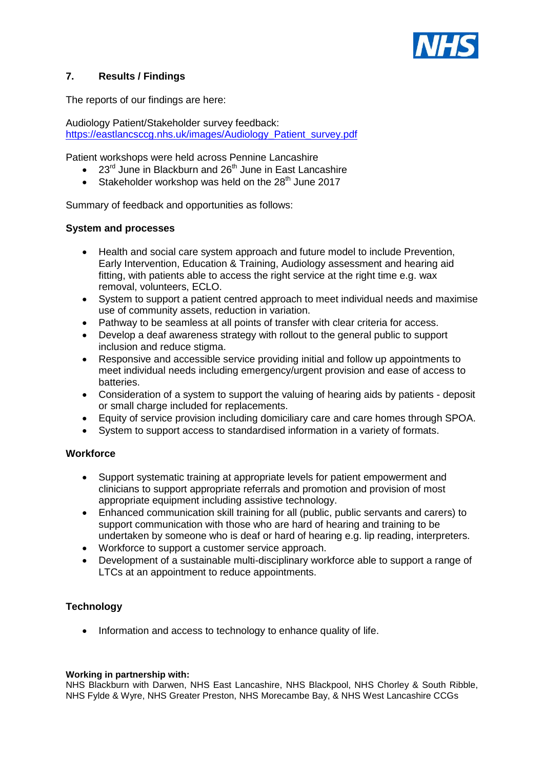## 7. Results / Findings

The reports of our findings are here:

Audiology Patient/Stakeholder survey feedback:
[https://eastlancsccg.nhs.uk/images/Audiology_Patient_survey.pdf](https://eastlancsccg.nhs.uk/images/Audiology_Patient_survey.pdf)

Patient workshops were held across Pennine Lancashire

- 23rd June in Blackburn and 26th June in East Lancashire
- Stakeholder workshop was held on the 28th June 2017

Summary of feedback and opportunities as follows:

**System and processes**

- Health and social care system approach and future model to include Prevention, Early Intervention, Education & Training, Audiology assessment and hearing aid fitting, with patients able to access the right service at the right time e.g. wax removal, volunteers, ECLO.
- System to support a patient centred approach to meet individual needs and maximise use of community assets, reduction in variation.
- Pathway to be seamless at all points of transfer with clear criteria for access.
- Develop a deaf awareness strategy with rollout to the general public to support inclusion and reduce stigma.
- Responsive and accessible service providing initial and follow up appointments to meet individual needs including emergency/urgent provision and ease of access to batteries.
- Consideration of a system to support the valuing of hearing aids by patients - deposit or small charge included for replacements.
- Equity of service provision including domiciliary care and care homes through SPOA.
- System to support access to standardised information in a variety of formats.

**Workforce**

- Support systematic training at appropriate levels for patient empowerment and clinicians to support appropriate referrals and promotion and provision of most appropriate equipment including assistive technology.
- Enhanced communication skill training for all (public, public servants and carers) to support communication with those who are hard of hearing and training to be undertaken by someone who is deaf or hard of hearing e.g. lip reading, interpreters.
- Workforce to support a customer service approach.
- Development of a sustainable multi-disciplinary workforce able to support a range of LTCs at an appointment to reduce appointments.

**Technology**

- Information and access to technology to enhance quality of life.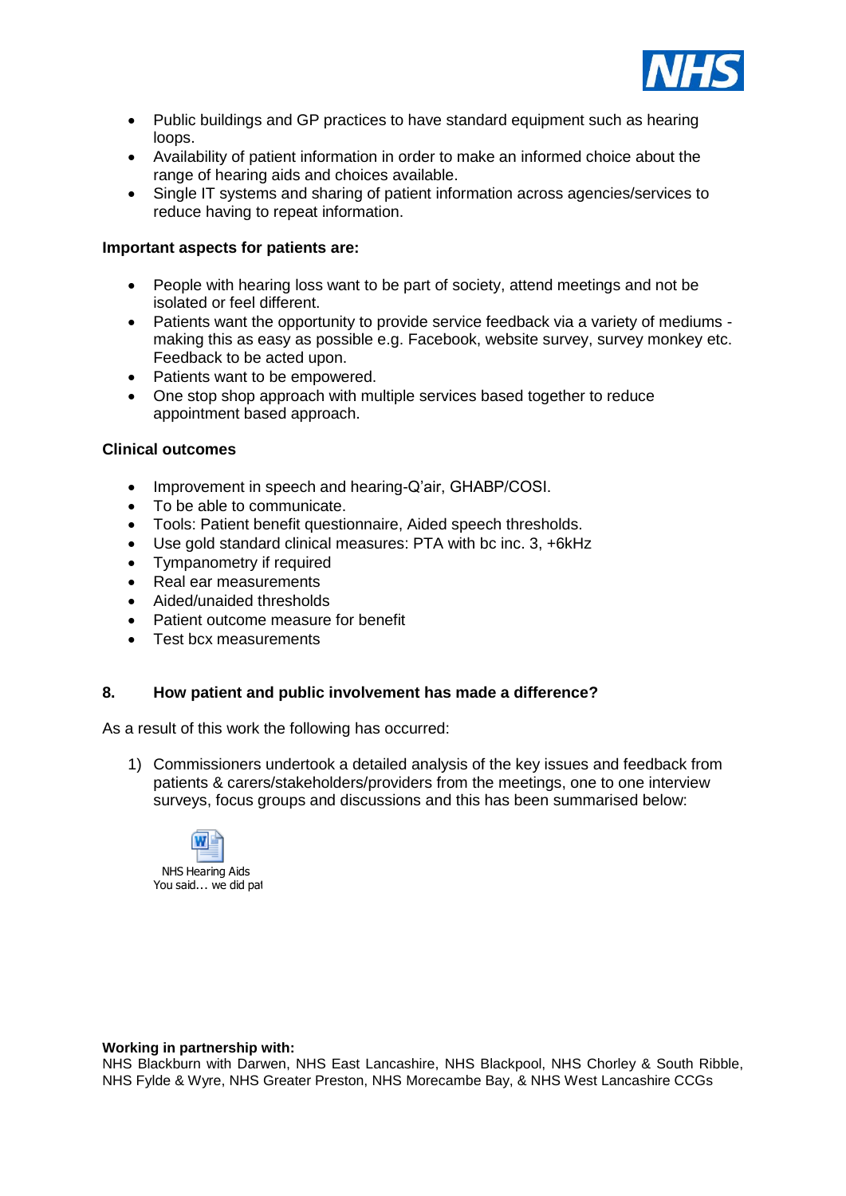- Public buildings and GP practices to have standard equipment such as hearing loops.
- Availability of patient information in order to make an informed choice about the range of hearing aids and choices available.
- Single IT systems and sharing of patient information across agencies/services to reduce having to repeat information.

**Important aspects for patients are:**

- People with hearing loss want to be part of society, attend meetings and not be isolated or feel different.
- Patients want the opportunity to provide service feedback via a variety of mediums - making this as easy as possible e.g. Facebook, website survey, survey monkey etc. Feedback to be acted upon.
- Patients want to be empowered.
- One stop shop approach with multiple services based together to reduce appointment based approach.

**Clinical outcomes**

- Improvement in speech and hearing-Q'air, GHABP/COSI.
- To be able to communicate.
- Tools: Patient benefit questionnaire, Aided speech thresholds.
- Use gold standard clinical measures: PTA with bc inc. 3, +6kHz
- Tympanometry if required
- Real ear measurements
- Aided/unaided thresholds
- Patient outcome measure for benefit
- Test bcx measurements

## 8. How patient and public involvement has made a difference?

As a result of this work the following has occurred:

1) Commissioners undertook a detailed analysis of the key issues and feedback from patients & carers/stakeholders/providers from the meetings, one to one interview surveys, focus groups and discussions and this has been summarised below:

NHS Hearing Aids You said… we did pat

**Working in partnership with:**
NHS Blackburn with Darwen, NHS East Lancashire, NHS Blackpool, NHS Chorley & South Ribble, NHS Fylde & Wyre, NHS Greater Preston, NHS Morecambe Bay, & NHS West Lancashire CCGs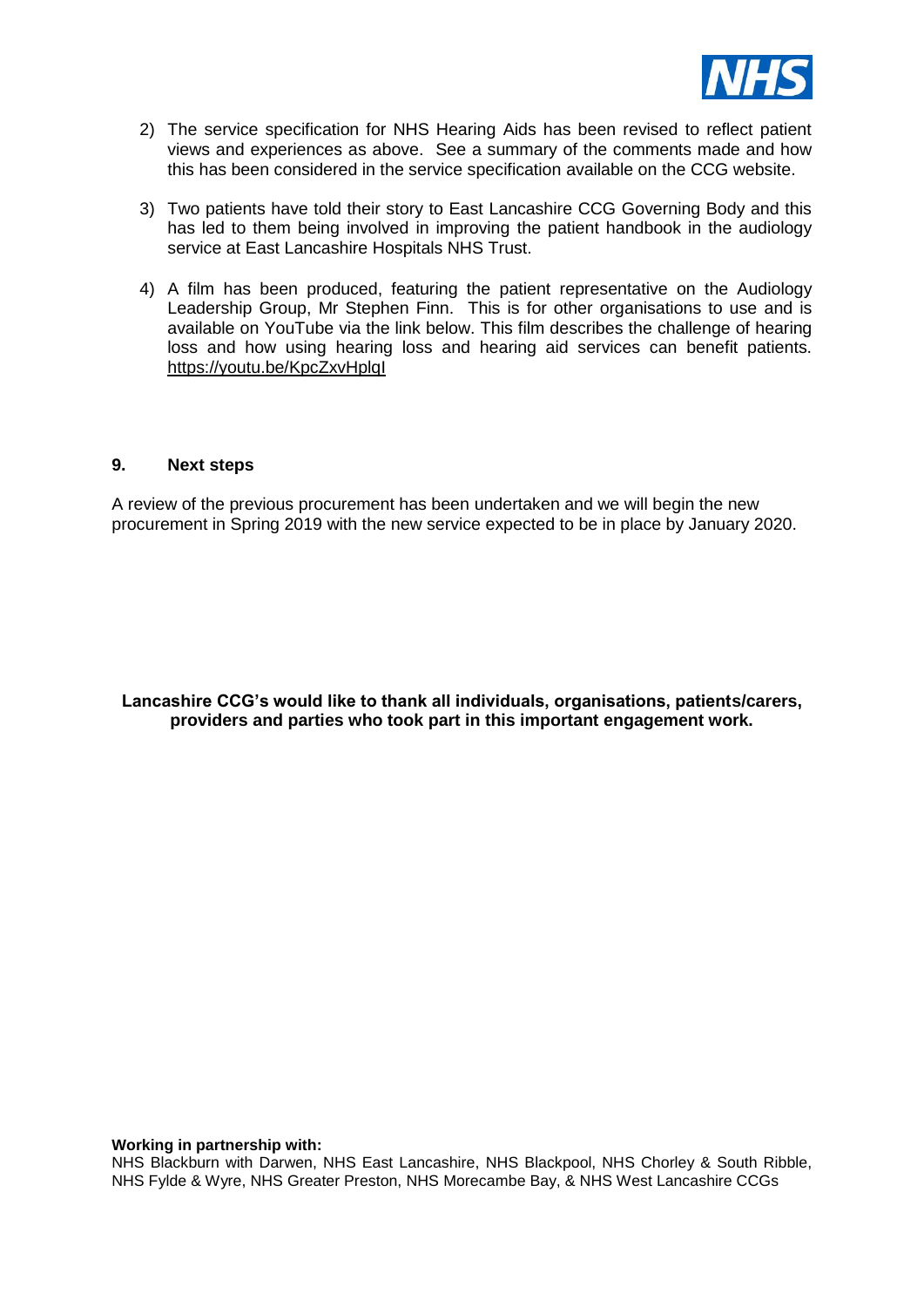2) The service specification for NHS Hearing Aids has been revised to reflect patient views and experiences as above. See a summary of the comments made and how this has been considered in the service specification available on the CCG website.

3) Two patients have told their story to East Lancashire CCG Governing Body and this has led to them being involved in improving the patient handbook in the audiology service at East Lancashire Hospitals NHS Trust.

4) A film has been produced, featuring the patient representative on the Audiology Leadership Group, Mr Stephen Finn. This is for other organisations to use and is available on YouTube via the link below. This film describes the challenge of hearing loss and how using hearing loss and hearing aid services can benefit patients. https://youtu.be/KpcZxvHplqI

## 9. Next steps

A review of the previous procurement has been undertaken and we will begin the new procurement in Spring 2019 with the new service expected to be in place by January 2020.

**Lancashire CCG's would like to thank all individuals, organisations, patients/carers, providers and parties who took part in this important engagement work.**

**Working in partnership with:**
NHS Blackburn with Darwen, NHS East Lancashire, NHS Blackpool, NHS Chorley & South Ribble, NHS Fylde & Wyre, NHS Greater Preston, NHS Morecambe Bay, & NHS West Lancashire CCGs